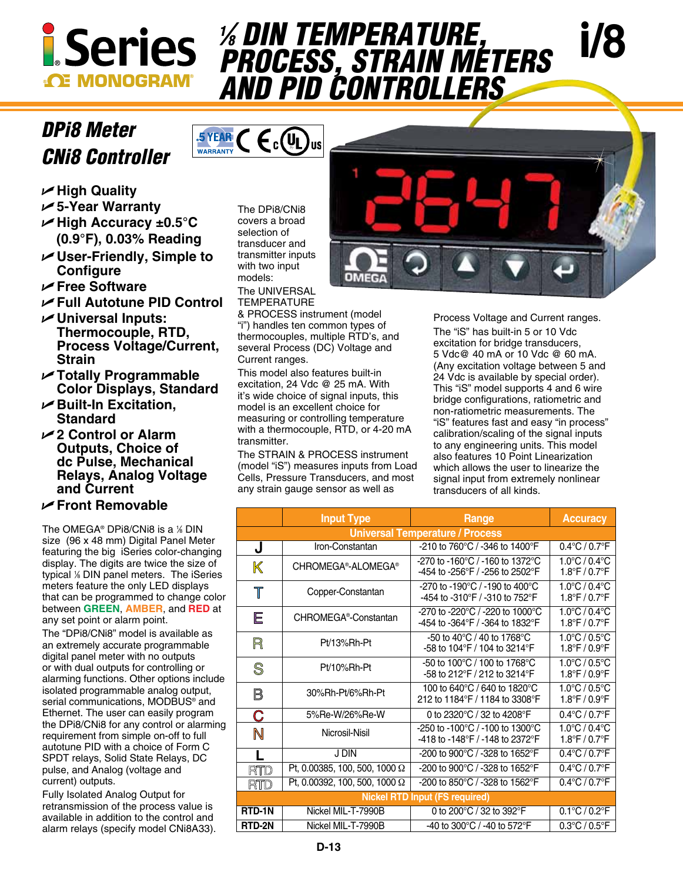# iSeries ⅛ DIN TEMPERATURE, PROCESS, STRAIN METERS AND PID CONTROLLERS

**i/8**

## DPi8 Meter
## CNi8 Controller

- **High Quality**
- **5-Year Warranty**
- **High Accuracy ±0.5°C (0.9°F), 0.03% Reading**
- **User-Friendly, Simple to Configure**
- **Free Software**
- **Full Autotune PID Control**
- **Universal Inputs: Thermocouple, RTD, Process Voltage/Current, Strain**
- **Totally Programmable Color Displays, Standard**
- **Built-In Excitation, Standard**
- **2 Control or Alarm Outputs, Choice of dc Pulse, Mechanical Relays, Analog Voltage and Current**
- **Front Removable**

The OMEGA® DPi8/CNi8 is a ⅛ DIN size (96 x 48 mm) Digital Panel Meter featuring the big iSeries color-changing display. The digits are twice the size of typical ⅛ DIN panel meters. The iSeries meters feature the only LED displays that can be programmed to change color between **GREEN**, **AMBER**, and **RED** at any set point or alarm point.

The "DPi8/CNi8" model is available as an extremely accurate programmable digital panel meter with no outputs or with dual outputs for controlling or alarming functions. Other options include isolated programmable analog output, serial communications, MODBUS® and Ethernet. The user can easily program the DPi8/CNi8 for any control or alarming requirement from simple on-off to full autotune PID with a choice of Form C SPDT relays, Solid State Relays, DC pulse, and Analog (voltage and current) outputs.

Fully Isolated Analog Output for retransmission of the process value is available in addition to the control and alarm relays (specify model CNi8A33).

The DPi8/CNi8 covers a broad selection of transducer and transmitter inputs with two input models:

The UNIVERSAL TEMPERATURE & PROCESS instrument (model "i") handles ten common types of thermocouples, multiple RTD's, and several Process (DC) Voltage and Current ranges.

This model also features built-in excitation, 24 Vdc @ 25 mA. With it's wide choice of signal inputs, this model is an excellent choice for measuring or controlling temperature with a thermocouple, RTD, or 4-20 mA transmitter.

The STRAIN & PROCESS instrument (model "iS") measures inputs from Load Cells, Pressure Transducers, and most any strain gauge sensor as well as Process Voltage and Current ranges.

The "iS" has built-in 5 or 10 Vdc excitation for bridge transducers, 5 Vdc@ 40 mA or 10 Vdc @ 60 mA. (Any excitation voltage between 5 and 24 Vdc is available by special order). This "iS" model supports 4 and 6 wire bridge configurations, ratiometric and non-ratiometric measurements. The "iS" features fast and easy "in process" calibration/scaling of the signal inputs to any engineering units. This model also features 10 Point Linearization which allows the user to linearize the signal input from extremely nonlinear transducers of all kinds.

| | Input Type | Range | Accuracy |
|---|---|---|---|
| **Universal Temperature / Process** | | | |
| J | Iron-Constantan | -210 to 760°C / -346 to 1400°F | 0.4°C / 0.7°F |
| K | CHROMEGA®-ALOMEGA® | -270 to -160°C / -160 to 1372°C<br>-454 to -256°F / -256 to 2502°F | 1.0°C / 0.4°C<br>1.8°F / 0.7°F |
| T | Copper-Constantan | -270 to -190°C / -190 to 400°C<br>-454 to -310°F / -310 to 752°F | 1.0°C / 0.4°C<br>1.8°F / 0.7°F |
| E | CHROMEGA®-Constantan | -270 to -220°C / -220 to 1000°C<br>-454 to -364°F / -364 to 1832°F | 1.0°C / 0.4°C<br>1.8°F / 0.7°F |
| R | Pt/13%Rh-Pt | -50 to 40°C / 40 to 1768°C<br>-58 to 104°F / 104 to 3214°F | 1.0°C / 0.5°C<br>1.8°F / 0.9°F |
| S | Pt/10%Rh-Pt | -50 to 100°C / 100 to 1768°C<br>-58 to 212°F / 212 to 3214°F | 1.0°C / 0.5°C<br>1.8°F / 0.9°F |
| B | 30%Rh-Pt/6%Rh-Pt | 100 to 640°C / 640 to 1820°C<br>212 to 1184°F / 1184 to 3308°F | 1.0°C / 0.5°C<br>1.8°F / 0.9°F |
| C | 5%Re-W/26%Re-W | 0 to 2320°C / 32 to 4208°F | 0.4°C / 0.7°F |
| N | Nicrosil-Nisil | -250 to -100°C / -100 to 1300°C<br>-418 to -148°F / -148 to 2372°F | 1.0°C / 0.4°C<br>1.8°F / 0.7°F |
| L | J DIN | -200 to 900°C / -328 to 1652°F | 0.4°C / 0.7°F |
| RTD | Pt, 0.00385, 100, 500, 1000 Ω | -200 to 900°C / -328 to 1652°F | 0.4°C / 0.7°F |
| RTD | Pt, 0.00392, 100, 500, 1000 Ω | -200 to 850°C / -328 to 1562°F | 0.4°C / 0.7°F |
| **Nickel RTD Input (FS required)** | | | |
| RTD-1N | Nickel MIL-T-7990B | 0 to 200°C / 32 to 392°F | 0.1°C / 0.2°F |
| RTD-2N | Nickel MIL-T-7990B | -40 to 300°C / -40 to 572°F | 0.3°C / 0.5°F |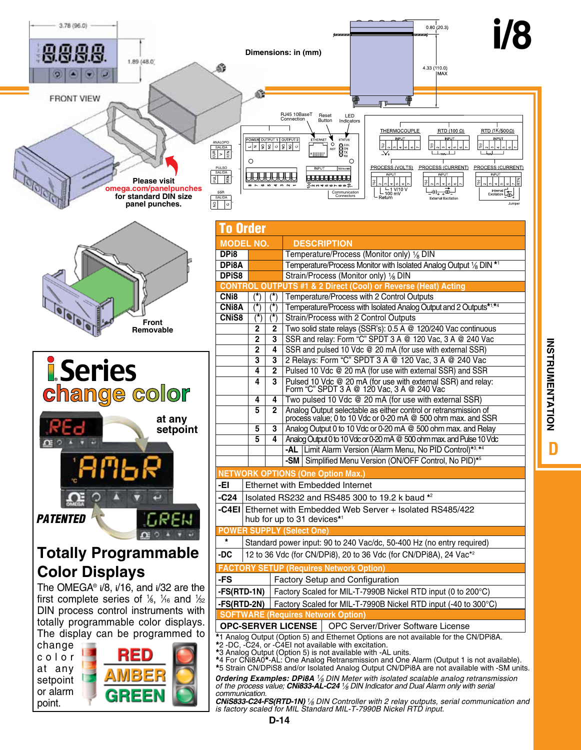# i/8

Dimensions: in (mm)

3.78 (96.0)

1.89 (48.0)

FRONT VIEW

0.80 (20.3)

4.33 (110.0) MAX

Please visit **omega.com/panelpunches** for standard DIN size panel punches.

RJ45 10BaseT Connection

Reset Button

LED Indicators

THERMOCOUPLE

RTD (100 Ω)

RTD (1K/500 Ω)

PROCESS (VOLTS)

PROCESS (CURRENT)

PROCESS (CURRENT)

Front Removable

## i Series change color

at any setpoint

PATENTED

## Totally Programmable Color Displays

The OMEGA® i/8, i/16, and i/32 are the first complete series of ⅛, 1⁄16 and 1⁄32 DIN process control instruments with totally programmable color displays. The display can be programmed to change color at any setpoint or alarm point.

RED
AMBER
GREEN

## To Order

| MODEL NO. | | | DESCRIPTION |
|---|---|---|---|
| DPi8 | | | Temperature/Process (Monitor only) ⅛ DIN |
| DPi8A | | | Temperature/Process Monitor with Isolated Analog Output ⅛ DIN *1 |
| DPiS8 | | | Strain/Process (Monitor only) ⅛ DIN |
| **CONTROL OUTPUTS #1 & 2 Direct (Cool) or Reverse (Heat) Acting** | | | |
| CNi8 | (*) | (*) | Temperature/Process with 2 Control Outputs |
| CNi8A | (*) | (*) | Temperature/Process with Isolated Analog Output and 2 Outputs*1*4 |
| CNiS8 | (*) | (*) | Strain/Process with 2 Control Outputs |
| | 2 | 2 | Two solid state relays (SSR's): 0.5 A @ 120/240 Vac continuous |
| | 2 | 3 | SSR and relay: Form "C" SPDT 3 A @ 120 Vac, 3 A @ 240 Vac |
| | 2 | 4 | SSR and pulsed 10 Vdc @ 20 mA (for use with external SSR) |
| | 3 | 3 | 2 Relays: Form "C" SPDT 3 A @ 120 Vac, 3 A @ 240 Vac |
| | 4 | 2 | Pulsed 10 Vdc @ 20 mA (for use with external SSR) and SSR |
| | 4 | 3 | Pulsed 10 Vdc @ 20 mA (for use with external SSR) and relay: Form "C" SPDT 3 A @ 120 Vac, 3 A @ 240 Vac |
| | 4 | 4 | Two pulsed 10 Vdc @ 20 mA (for use with external SSR) |
| | 5 | 2 | Analog Output selectable as either control or retransmission of process value; 0 to 10 Vdc or 0-20 mA @ 500 ohm max. and SSR |
| | 5 | 3 | Analog Output 0 to 10 Vdc or 0-20 mA @ 500 ohm max. and Relay |
| | 5 | 4 | Analog Output 0 to 10 Vdc or 0-20 mA @ 500 ohm max. and Pulse 10 Vdc |
| | | -AL | Limit Alarm Version (Alarm Menu, No PID Control)*3, *4 |
| | | -SM | Simplified Menu Version (ON/OFF Control, No PID)*5 |
| **NETWORK OPTIONS (One Option Max.)** | | | |
| -EI | | | Ethernet with Embedded Internet |
| -C24 | | | Isolated RS232 and RS485 300 to 19.2 k baud *2 |
| -C4EI | | | Ethernet with Embedded Web Server + Isolated RS485/422 hub for up to 31 devices*1 |
| **POWER SUPPLY (Select One)** | | | |
| * | | | Standard power input: 90 to 240 Vac/dc, 50-400 Hz (no entry required) |
| -DC | | | 12 to 36 Vdc (for CN/DPi8), 20 to 36 Vdc (for CN/DPi8A), 24 Vac*2 |
| **FACTORY SETUP (Requires Network Option)** | | | |
| -FS | | | Factory Setup and Configuration |
| -FS(RTD-1N) | | | Factory Scaled for MIL-T-7990B Nickel RTD input (0 to 200°C) |
| -FS(RTD-2N) | | | Factory Scaled for MIL-T-7990B Nickel RTD input (-40 to 300°C) |
| **SOFTWARE (Requires Network Option)** | | | |
| OPC-SERVER LICENSE | | | OPC Server/Driver Software License |

*1 Analog Output (Option 5) and Ethernet Options are not available for the CN/DPi8A.
*2 -DC, -C24, or -C4EI not available with excitation.
*3 Analog Output (Option 5) is not available with -AL units.
*4 For CNi8A0*-AL: One Analog Retransmission and One Alarm (Output 1 is not available).
*5 Strain CN/DPiS8 and/or Isolated Analog Output CN/DPi8A are not available with -SM units.

***Ordering Examples:*** ***DPi8A*** *⅛ DIN Meter with isolated scalable analog retransmission of the process value;* ***CNi833-AL-C24*** *⅛ DIN Indicator and Dual Alarm only with serial communication.*
***CNiS833-C24-FS(RTD-1N)*** *⅛ DIN Controller with 2 relay outputs, serial communication and is factory scaled for MIL Standard MIL-T-7990B Nickel RTD input.*

INSTRUMENTATION D